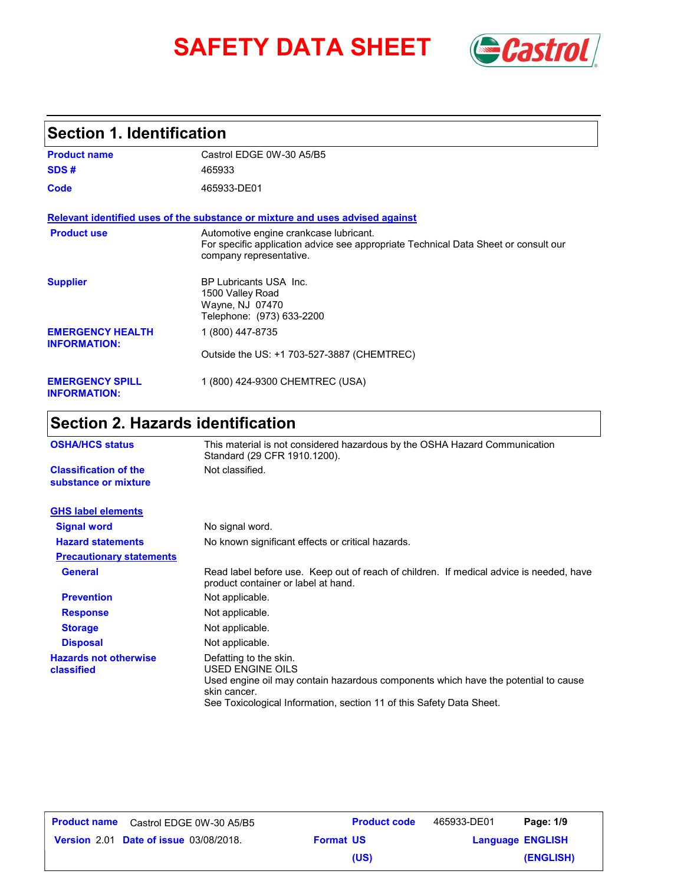# SAFETY DATA SHEET

## Section 1. Identification

| | |
|---|---|
| **Product name** | Castrol EDGE 0W-30 A5/B5 |
| **SDS #** | 465933 |
| **Code** | 465933-DE01 |

**Relevant identified uses of the substance or mixture and uses advised against**

| | |
|---|---|
| **Product use** | Automotive engine crankcase lubricant.<br>For specific application advice see appropriate Technical Data Sheet or consult our company representative. |
| **Supplier** | BP Lubricants USA Inc.<br>1500 Valley Road<br>Wayne, NJ 07470<br>Telephone: (973) 633-2200 |
| **EMERGENCY HEALTH INFORMATION:** | 1 (800) 447-8735<br><br>Outside the US: +1 703-527-3887 (CHEMTREC) |
| **EMERGENCY SPILL INFORMATION:** | 1 (800) 424-9300 CHEMTREC (USA) |

## Section 2. Hazards identification

| | |
|---|---|
| **OSHA/HCS status** | This material is not considered hazardous by the OSHA Hazard Communication Standard (29 CFR 1910.1200). |
| **Classification of the substance or mixture** | Not classified. |

**GHS label elements**

| | |
|---|---|
| **Signal word** | No signal word. |
| **Hazard statements** | No known significant effects or critical hazards. |

**Precautionary statements**

| | |
|---|---|
| **General** | Read label before use. Keep out of reach of children. If medical advice is needed, have product container or label at hand. |
| **Prevention** | Not applicable. |
| **Response** | Not applicable. |
| **Storage** | Not applicable. |
| **Disposal** | Not applicable. |
| **Hazards not otherwise classified** | Defatting to the skin.<br>USED ENGINE OILS<br>Used engine oil may contain hazardous components which have the potential to cause skin cancer.<br>See Toxicological Information, section 11 of this Safety Data Sheet. |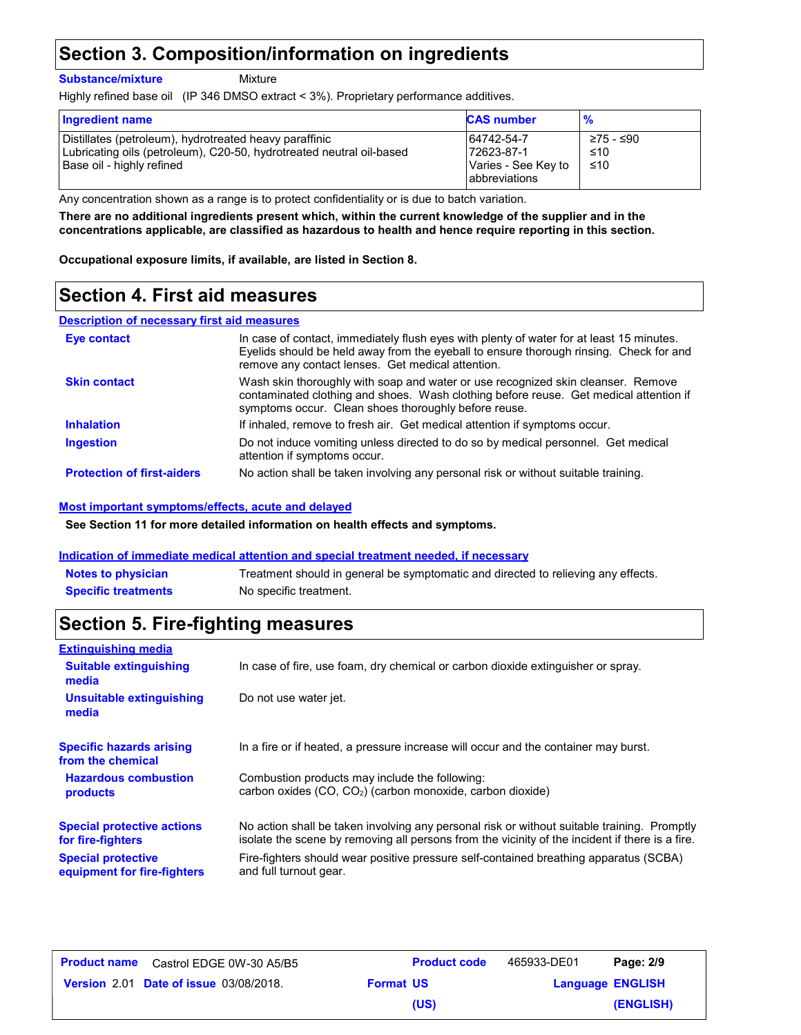## Section 3. Composition/information on ingredients

**Substance/mixture** Mixture

Highly refined base oil (IP 346 DMSO extract < 3%). Proprietary performance additives.

| Ingredient name | CAS number | % |
|---|---|---|
| Distillates (petroleum), hydrotreated heavy paraffinic | 64742-54-7 | ≥75 - ≤90 |
| Lubricating oils (petroleum), C20-50, hydrotreated neutral oil-based | 72623-87-1 | ≤10 |
| Base oil - highly refined | Varies - See Key to abbreviations | ≤10 |

Any concentration shown as a range is to protect confidentiality or is due to batch variation.

**There are no additional ingredients present which, within the current knowledge of the supplier and in the concentrations applicable, are classified as hazardous to health and hence require reporting in this section.**

**Occupational exposure limits, if available, are listed in Section 8.**

## Section 4. First aid measures

### Description of necessary first aid measures

**Eye contact**: In case of contact, immediately flush eyes with plenty of water for at least 15 minutes. Eyelids should be held away from the eyeball to ensure thorough rinsing. Check for and remove any contact lenses. Get medical attention.

**Skin contact**: Wash skin thoroughly with soap and water or use recognized skin cleanser. Remove contaminated clothing and shoes. Wash clothing before reuse. Get medical attention if symptoms occur. Clean shoes thoroughly before reuse.

**Inhalation**: If inhaled, remove to fresh air. Get medical attention if symptoms occur.

**Ingestion**: Do not induce vomiting unless directed to do so by medical personnel. Get medical attention if symptoms occur.

**Protection of first-aiders**: No action shall be taken involving any personal risk or without suitable training.

### Most important symptoms/effects, acute and delayed

**See Section 11 for more detailed information on health effects and symptoms.**

### Indication of immediate medical attention and special treatment needed, if necessary

**Notes to physician**: Treatment should in general be symptomatic and directed to relieving any effects.

**Specific treatments**: No specific treatment.

## Section 5. Fire-fighting measures

### Extinguishing media

**Suitable extinguishing media**: In case of fire, use foam, dry chemical or carbon dioxide extinguisher or spray.

**Unsuitable extinguishing media**: Do not use water jet.

**Specific hazards arising from the chemical**: In a fire or if heated, a pressure increase will occur and the container may burst.

**Hazardous combustion products**: Combustion products may include the following:
carbon oxides (CO, $CO_2$) (carbon monoxide, carbon dioxide)

**Special protective actions for fire-fighters**: No action shall be taken involving any personal risk or without suitable training. Promptly isolate the scene by removing all persons from the vicinity of the incident if there is a fire.

**Special protective equipment for fire-fighters**: Fire-fighters should wear positive pressure self-contained breathing apparatus (SCBA) and full turnout gear.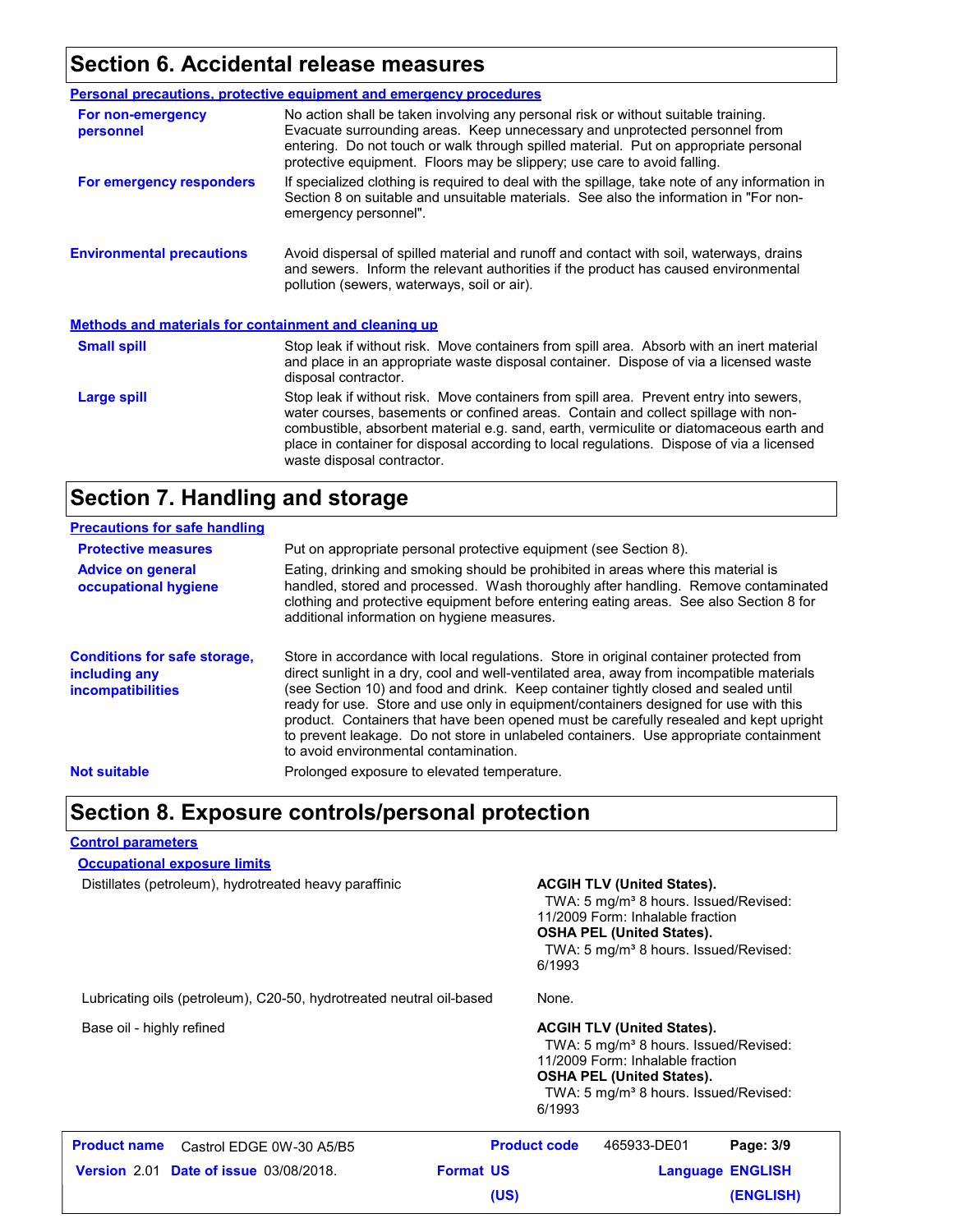## Section 6. Accidental release measures

### Personal precautions, protective equipment and emergency procedures

**For non-emergency personnel**

No action shall be taken involving any personal risk or without suitable training. Evacuate surrounding areas. Keep unnecessary and unprotected personnel from entering. Do not touch or walk through spilled material. Put on appropriate personal protective equipment. Floors may be slippery; use care to avoid falling.

**For emergency responders**

If specialized clothing is required to deal with the spillage, take note of any information in Section 8 on suitable and unsuitable materials. See also the information in "For non-emergency personnel".

**Environmental precautions**

Avoid dispersal of spilled material and runoff and contact with soil, waterways, drains and sewers. Inform the relevant authorities if the product has caused environmental pollution (sewers, waterways, soil or air).

### Methods and materials for containment and cleaning up

**Small spill**

Stop leak if without risk. Move containers from spill area. Absorb with an inert material and place in an appropriate waste disposal container. Dispose of via a licensed waste disposal contractor.

**Large spill**

Stop leak if without risk. Move containers from spill area. Prevent entry into sewers, water courses, basements or confined areas. Contain and collect spillage with non-combustible, absorbent material e.g. sand, earth, vermiculite or diatomaceous earth and place in container for disposal according to local regulations. Dispose of via a licensed waste disposal contractor.

## Section 7. Handling and storage

### Precautions for safe handling

**Protective measures**

Put on appropriate personal protective equipment (see Section 8).

**Advice on general occupational hygiene**

Eating, drinking and smoking should be prohibited in areas where this material is handled, stored and processed. Wash thoroughly after handling. Remove contaminated clothing and protective equipment before entering eating areas. See also Section 8 for additional information on hygiene measures.

**Conditions for safe storage, including any incompatibilities**

Store in accordance with local regulations. Store in original container protected from direct sunlight in a dry, cool and well-ventilated area, away from incompatible materials (see Section 10) and food and drink. Keep container tightly closed and sealed until ready for use. Store and use only in equipment/containers designed for use with this product. Containers that have been opened must be carefully resealed and kept upright to prevent leakage. Do not store in unlabeled containers. Use appropriate containment to avoid environmental contamination.

**Not suitable**

Prolonged exposure to elevated temperature.

## Section 8. Exposure controls/personal protection

### Control parameters

#### Occupational exposure limits

| Ingredient | Exposure limits |
|---|---|
| Distillates (petroleum), hydrotreated heavy paraffinic | **ACGIH TLV (United States).** TWA: 5 mg/m³ 8 hours. Issued/Revised: 11/2009 Form: Inhalable fraction **OSHA PEL (United States).** TWA: 5 mg/m³ 8 hours. Issued/Revised: 6/1993 |
| Lubricating oils (petroleum), C20-50, hydrotreated neutral oil-based | None. |
| Base oil - highly refined | **ACGIH TLV (United States).** TWA: 5 mg/m³ 8 hours. Issued/Revised: 11/2009 Form: Inhalable fraction **OSHA PEL (United States).** TWA: 5 mg/m³ 8 hours. Issued/Revised: 6/1993 |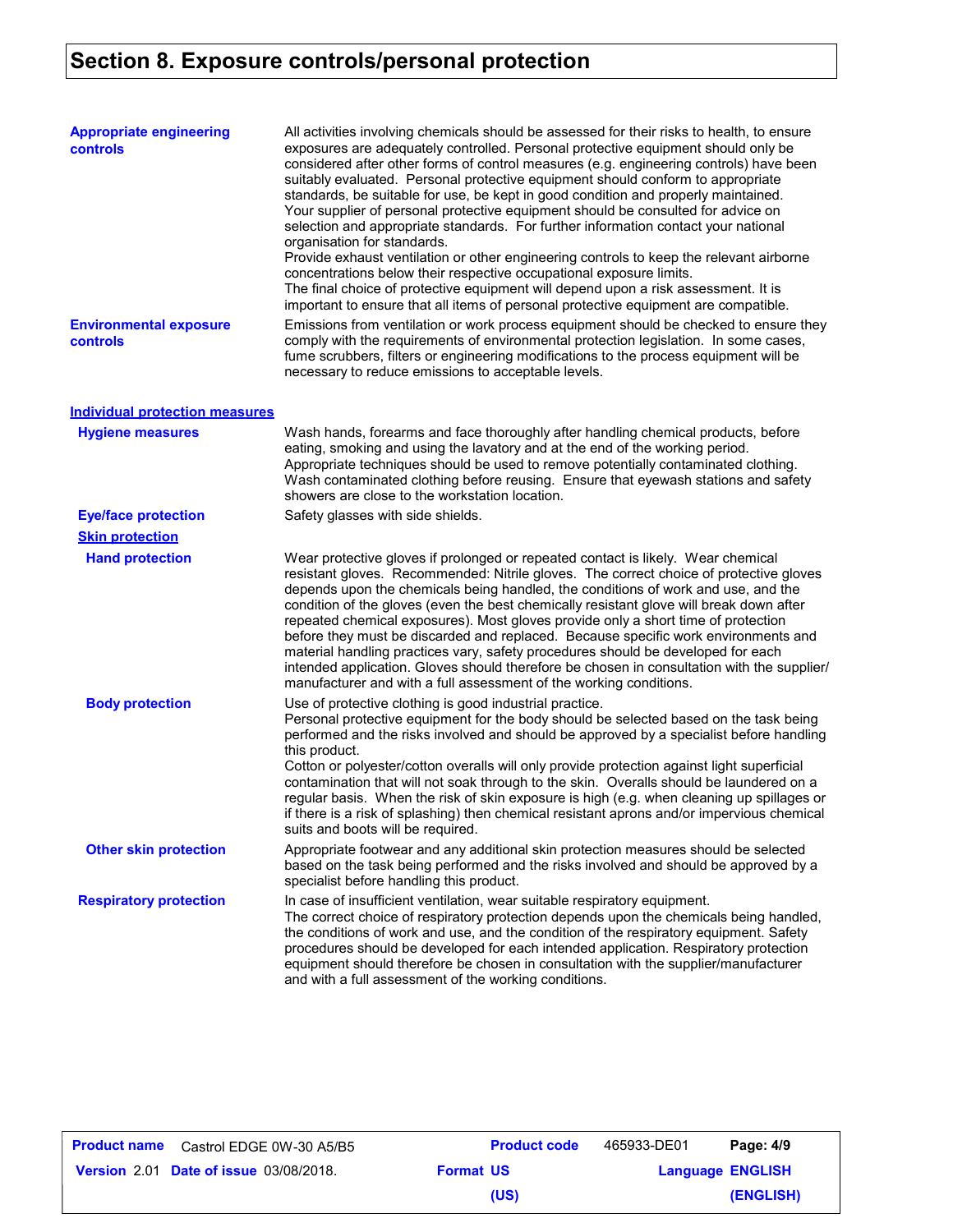# Section 8. Exposure controls/personal protection

**Appropriate engineering controls**

All activities involving chemicals should be assessed for their risks to health, to ensure exposures are adequately controlled. Personal protective equipment should only be considered after other forms of control measures (e.g. engineering controls) have been suitably evaluated. Personal protective equipment should conform to appropriate standards, be suitable for use, be kept in good condition and properly maintained. Your supplier of personal protective equipment should be consulted for advice on selection and appropriate standards. For further information contact your national organisation for standards.
Provide exhaust ventilation or other engineering controls to keep the relevant airborne concentrations below their respective occupational exposure limits.
The final choice of protective equipment will depend upon a risk assessment. It is important to ensure that all items of personal protective equipment are compatible.

**Environmental exposure controls**

Emissions from ventilation or work process equipment should be checked to ensure they comply with the requirements of environmental protection legislation. In some cases, fume scrubbers, filters or engineering modifications to the process equipment will be necessary to reduce emissions to acceptable levels.

## Individual protection measures

**Hygiene measures**

Wash hands, forearms and face thoroughly after handling chemical products, before eating, smoking and using the lavatory and at the end of the working period. Appropriate techniques should be used to remove potentially contaminated clothing. Wash contaminated clothing before reusing. Ensure that eyewash stations and safety showers are close to the workstation location.

**Eye/face protection**

Safety glasses with side shields.

### Skin protection

**Hand protection**

Wear protective gloves if prolonged or repeated contact is likely. Wear chemical resistant gloves. Recommended: Nitrile gloves. The correct choice of protective gloves depends upon the chemicals being handled, the conditions of work and use, and the condition of the gloves (even the best chemically resistant glove will break down after repeated chemical exposures). Most gloves provide only a short time of protection before they must be discarded and replaced. Because specific work environments and material handling practices vary, safety procedures should be developed for each intended application. Gloves should therefore be chosen in consultation with the supplier/ manufacturer and with a full assessment of the working conditions.

**Body protection**

Use of protective clothing is good industrial practice.
Personal protective equipment for the body should be selected based on the task being performed and the risks involved and should be approved by a specialist before handling this product.
Cotton or polyester/cotton overalls will only provide protection against light superficial contamination that will not soak through to the skin. Overalls should be laundered on a regular basis. When the risk of skin exposure is high (e.g. when cleaning up spillages or if there is a risk of splashing) then chemical resistant aprons and/or impervious chemical suits and boots will be required.

**Other skin protection**

Appropriate footwear and any additional skin protection measures should be selected based on the task being performed and the risks involved and should be approved by a specialist before handling this product.

**Respiratory protection**

In case of insufficient ventilation, wear suitable respiratory equipment.
The correct choice of respiratory protection depends upon the chemicals being handled, the conditions of work and use, and the condition of the respiratory equipment. Safety procedures should be developed for each intended application. Respiratory protection equipment should therefore be chosen in consultation with the supplier/manufacturer and with a full assessment of the working conditions.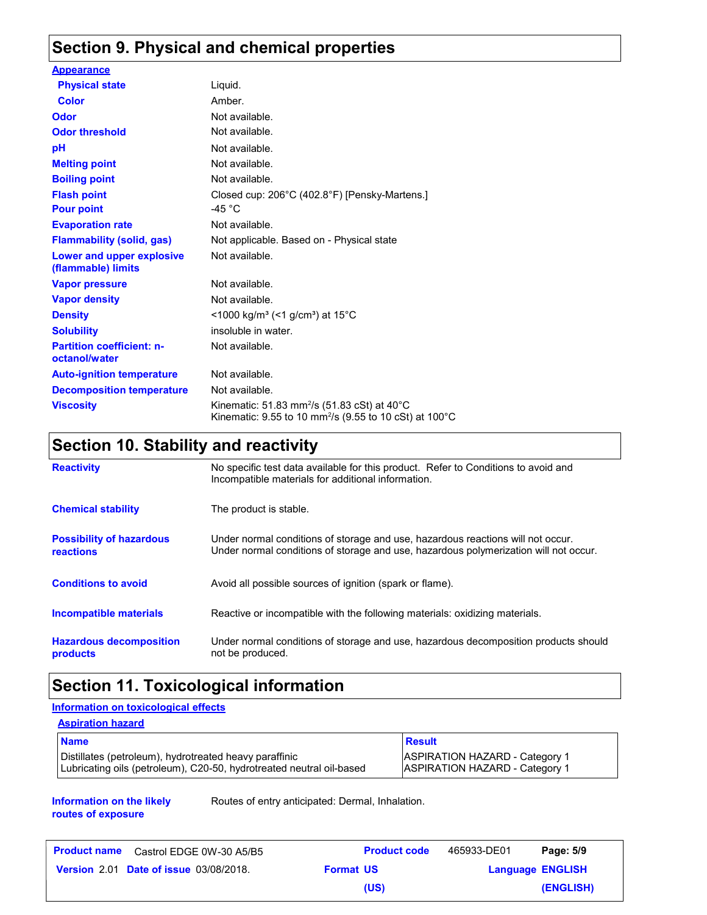## Section 9. Physical and chemical properties

**Appearance**

| | |
|---|---|
| **Physical state** | Liquid. |
| **Color** | Amber. |
| **Odor** | Not available. |
| **Odor threshold** | Not available. |
| **pH** | Not available. |
| **Melting point** | Not available. |
| **Boiling point** | Not available. |
| **Flash point** | Closed cup: 206°C (402.8°F) [Pensky-Martens.] |
| **Pour point** | -45 °C |
| **Evaporation rate** | Not available. |
| **Flammability (solid, gas)** | Not applicable. Based on - Physical state |
| **Lower and upper explosive (flammable) limits** | Not available. |
| **Vapor pressure** | Not available. |
| **Vapor density** | Not available. |
| **Density** | <1000 kg/m³ (<1 g/cm³) at 15°C |
| **Solubility** | insoluble in water. |
| **Partition coefficient: n-octanol/water** | Not available. |
| **Auto-ignition temperature** | Not available. |
| **Decomposition temperature** | Not available. |
| **Viscosity** | Kinematic: 51.83 mm²/s (51.83 cSt) at 40°C<br>Kinematic: 9.55 to 10 mm²/s (9.55 to 10 cSt) at 100°C |

## Section 10. Stability and reactivity

| | |
|---|---|
| **Reactivity** | No specific test data available for this product. Refer to Conditions to avoid and Incompatible materials for additional information. |
| **Chemical stability** | The product is stable. |
| **Possibility of hazardous reactions** | Under normal conditions of storage and use, hazardous reactions will not occur.<br>Under normal conditions of storage and use, hazardous polymerization will not occur. |
| **Conditions to avoid** | Avoid all possible sources of ignition (spark or flame). |
| **Incompatible materials** | Reactive or incompatible with the following materials: oxidizing materials. |
| **Hazardous decomposition products** | Under normal conditions of storage and use, hazardous decomposition products should not be produced. |

## Section 11. Toxicological information

**Information on toxicological effects**

**Aspiration hazard**

| Name | Result |
|---|---|
| Distillates (petroleum), hydrotreated heavy paraffinic | ASPIRATION HAZARD - Category 1 |
| Lubricating oils (petroleum), C20-50, hydrotreated neutral oil-based | ASPIRATION HAZARD - Category 1 |

| | |
|---|---|
| **Information on the likely routes of exposure** | Routes of entry anticipated: Dermal, Inhalation. |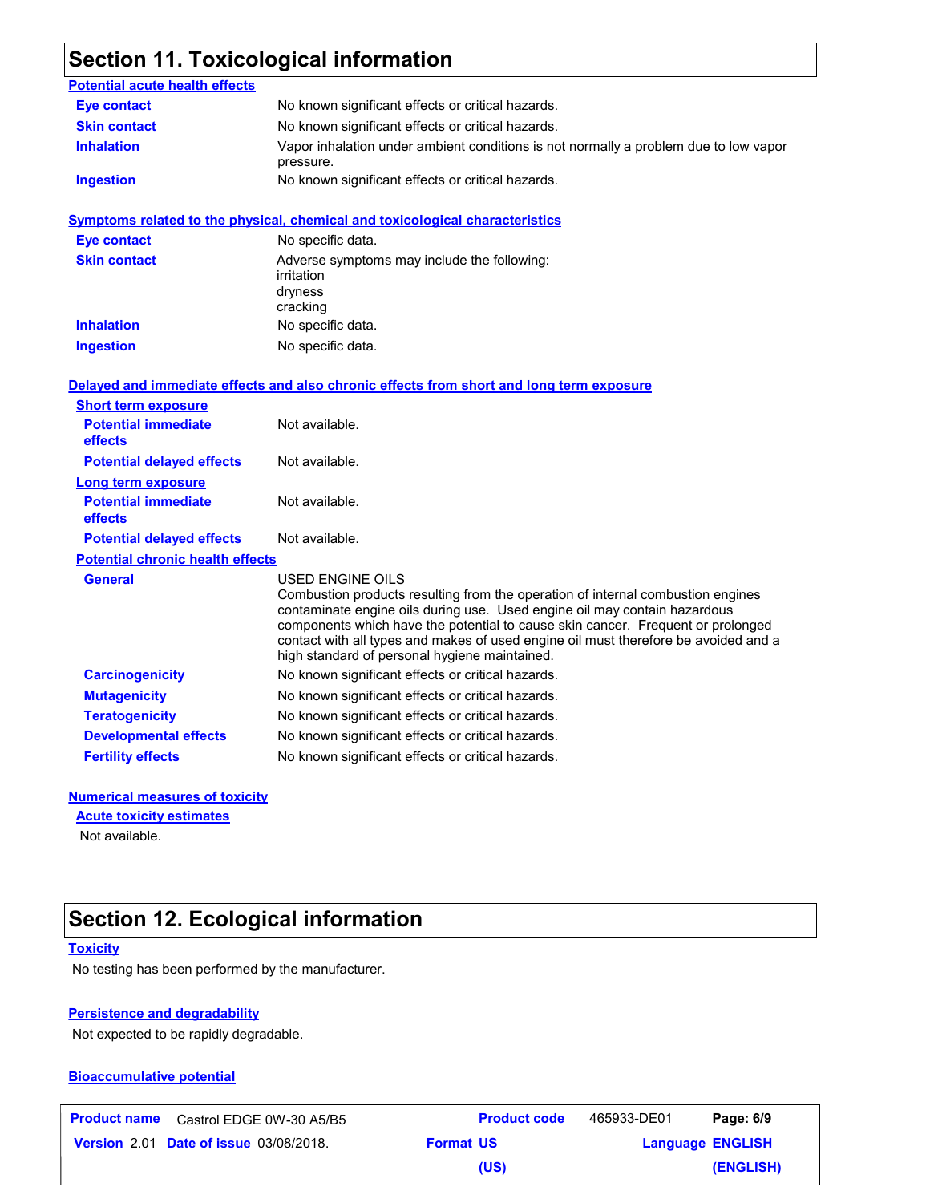# Section 11. Toxicological information

**Potential acute health effects**

| | |
|---|---|
| **Eye contact** | No known significant effects or critical hazards. |
| **Skin contact** | No known significant effects or critical hazards. |
| **Inhalation** | Vapor inhalation under ambient conditions is not normally a problem due to low vapor pressure. |
| **Ingestion** | No known significant effects or critical hazards. |

**Symptoms related to the physical, chemical and toxicological characteristics**

| | |
|---|---|
| **Eye contact** | No specific data. |
| **Skin contact** | Adverse symptoms may include the following: irritation dryness cracking |
| **Inhalation** | No specific data. |
| **Ingestion** | No specific data. |

**Delayed and immediate effects and also chronic effects from short and long term exposure**

**Short term exposure**

| | |
|---|---|
| **Potential immediate effects** | Not available. |
| **Potential delayed effects** | Not available. |

**Long term exposure**

| | |
|---|---|
| **Potential immediate effects** | Not available. |
| **Potential delayed effects** | Not available. |

**Potential chronic health effects**

| | |
|---|---|
| **General** | USED ENGINE OILS Combustion products resulting from the operation of internal combustion engines contaminate engine oils during use. Used engine oil may contain hazardous components which have the potential to cause skin cancer. Frequent or prolonged contact with all types and makes of used engine oil must therefore be avoided and a high standard of personal hygiene maintained. |
| **Carcinogenicity** | No known significant effects or critical hazards. |
| **Mutagenicity** | No known significant effects or critical hazards. |
| **Teratogenicity** | No known significant effects or critical hazards. |
| **Developmental effects** | No known significant effects or critical hazards. |
| **Fertility effects** | No known significant effects or critical hazards. |

**Numerical measures of toxicity**

**Acute toxicity estimates**

Not available.

# Section 12. Ecological information

**Toxicity**

No testing has been performed by the manufacturer.

**Persistence and degradability**

Not expected to be rapidly degradable.

**Bioaccumulative potential**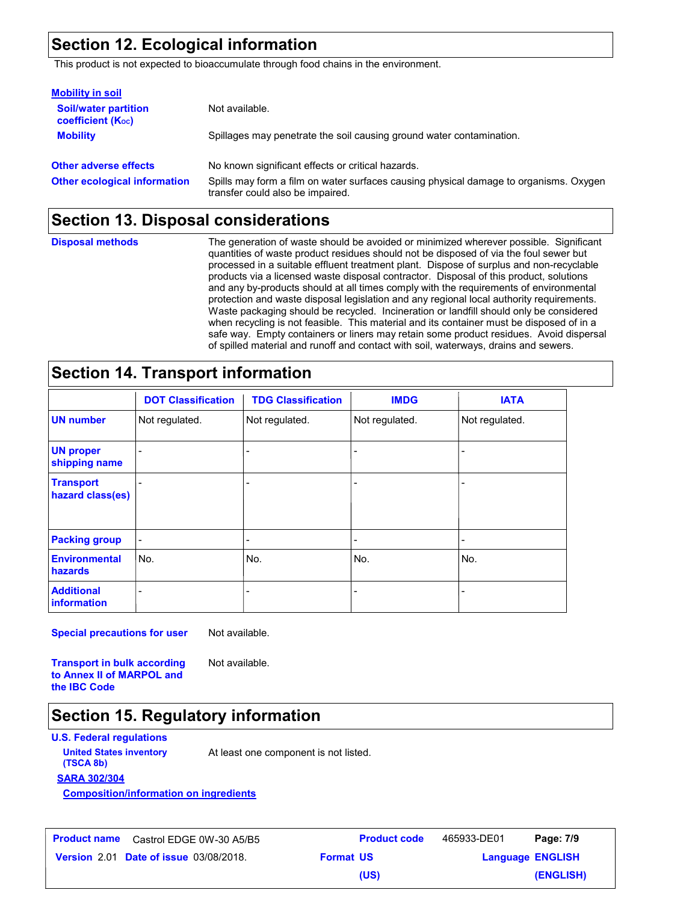## Section 12. Ecological information

This product is not expected to bioaccumulate through food chains in the environment.

**Mobility in soil**

**Soil/water partition coefficient ($K_{OC}$)**: Not available.

**Mobility**: Spillages may penetrate the soil causing ground water contamination.

**Other adverse effects**: No known significant effects or critical hazards.

**Other ecological information**: Spills may form a film on water surfaces causing physical damage to organisms. Oxygen transfer could also be impaired.

## Section 13. Disposal considerations

**Disposal methods**: The generation of waste should be avoided or minimized wherever possible. Significant quantities of waste product residues should not be disposed of via the foul sewer but processed in a suitable effluent treatment plant. Dispose of surplus and non-recyclable products via a licensed waste disposal contractor. Disposal of this product, solutions and any by-products should at all times comply with the requirements of environmental protection and waste disposal legislation and any regional local authority requirements. Waste packaging should be recycled. Incineration or landfill should only be considered when recycling is not feasible. This material and its container must be disposed of in a safe way. Empty containers or liners may retain some product residues. Avoid dispersal of spilled material and runoff and contact with soil, waterways, drains and sewers.

## Section 14. Transport information

| | DOT Classification | TDG Classification | IMDG | IATA |
|---|---|---|---|---|
| UN number | Not regulated. | Not regulated. | Not regulated. | Not regulated. |
| UN proper shipping name | - | - | - | - |
| Transport hazard class(es) | - | - | - | - |
| Packing group | - | - | - | - |
| Environmental hazards | No. | No. | No. | No. |
| Additional information | - | - | - | - |

**Special precautions for user**: Not available.

**Transport in bulk according to Annex II of MARPOL and the IBC Code**: Not available.

## Section 15. Regulatory information

**U.S. Federal regulations**

**United States inventory (TSCA 8b)**: At least one component is not listed.

**SARA 302/304**

**Composition/information on ingredients**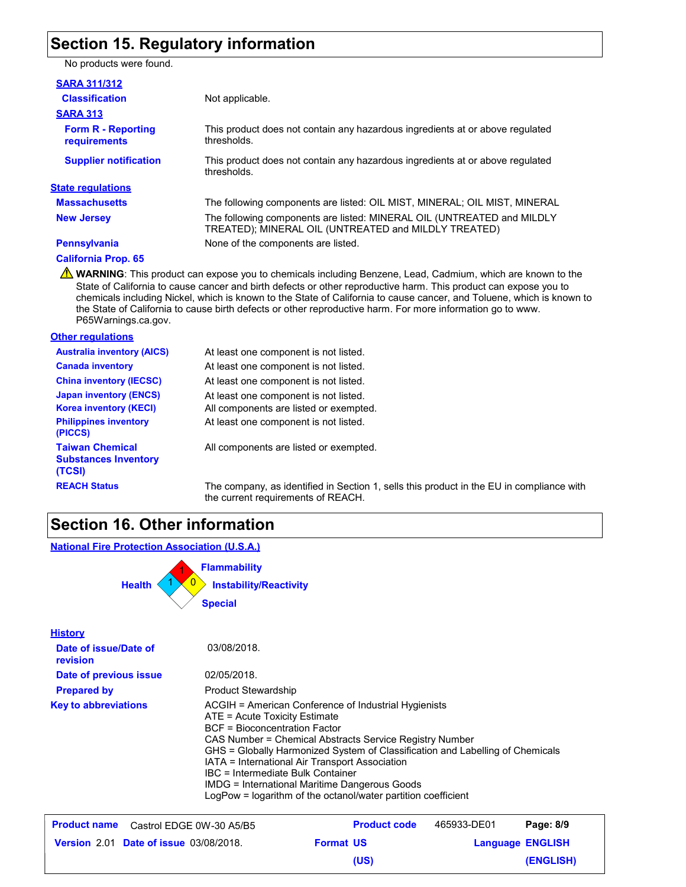## Section 15. Regulatory information

No products were found.

**SARA 311/312**

| | |
|---|---|
| **Classification** | Not applicable. |

**SARA 313**

| | |
|---|---|
| **Form R - Reporting requirements** | This product does not contain any hazardous ingredients at or above regulated thresholds. |
| **Supplier notification** | This product does not contain any hazardous ingredients at or above regulated thresholds. |

**State regulations**

| | |
|---|---|
| **Massachusetts** | The following components are listed: OIL MIST, MINERAL; OIL MIST, MINERAL |
| **New Jersey** | The following components are listed: MINERAL OIL (UNTREATED and MILDLY TREATED); MINERAL OIL (UNTREATED and MILDLY TREATED) |
| **Pennsylvania** | None of the components are listed. |

**California Prop. 65**

⚠ **WARNING**: This product can expose you to chemicals including Benzene, Lead, Cadmium, which are known to the State of California to cause cancer and birth defects or other reproductive harm. This product can expose you to chemicals including Nickel, which is known to the State of California to cause cancer, and Toluene, which is known to the State of California to cause birth defects or other reproductive harm. For more information go to www. P65Warnings.ca.gov.

**Other regulations**

| | |
|---|---|
| **Australia inventory (AICS)** | At least one component is not listed. |
| **Canada inventory** | At least one component is not listed. |
| **China inventory (IECSC)** | At least one component is not listed. |
| **Japan inventory (ENCS)** | At least one component is not listed. |
| **Korea inventory (KECI)** | All components are listed or exempted. |
| **Philippines inventory (PICCS)** | At least one component is not listed. |
| **Taiwan Chemical Substances Inventory (TCSI)** | All components are listed or exempted. |
| **REACH Status** | The company, as identified in Section 1, sells this product in the EU in compliance with the current requirements of REACH. |

## Section 16. Other information

**National Fire Protection Association (U.S.A.)**

| | |
|---|---|
| **Health** | 1 |
| **Flammability** | 1 |
| **Instability/Reactivity** | 0 |
| **Special** | |

**History**

| | |
|---|---|
| **Date of issue/Date of revision** | 03/08/2018. |
| **Date of previous issue** | 02/05/2018. |
| **Prepared by** | Product Stewardship |

**Key to abbreviations**

ACGIH = American Conference of Industrial Hygienists
ATE = Acute Toxicity Estimate
BCF = Bioconcentration Factor
CAS Number = Chemical Abstracts Service Registry Number
GHS = Globally Harmonized System of Classification and Labelling of Chemicals
IATA = International Air Transport Association
IBC = Intermediate Bulk Container
IMDG = International Maritime Dangerous Goods
LogPow = logarithm of the octanol/water partition coefficient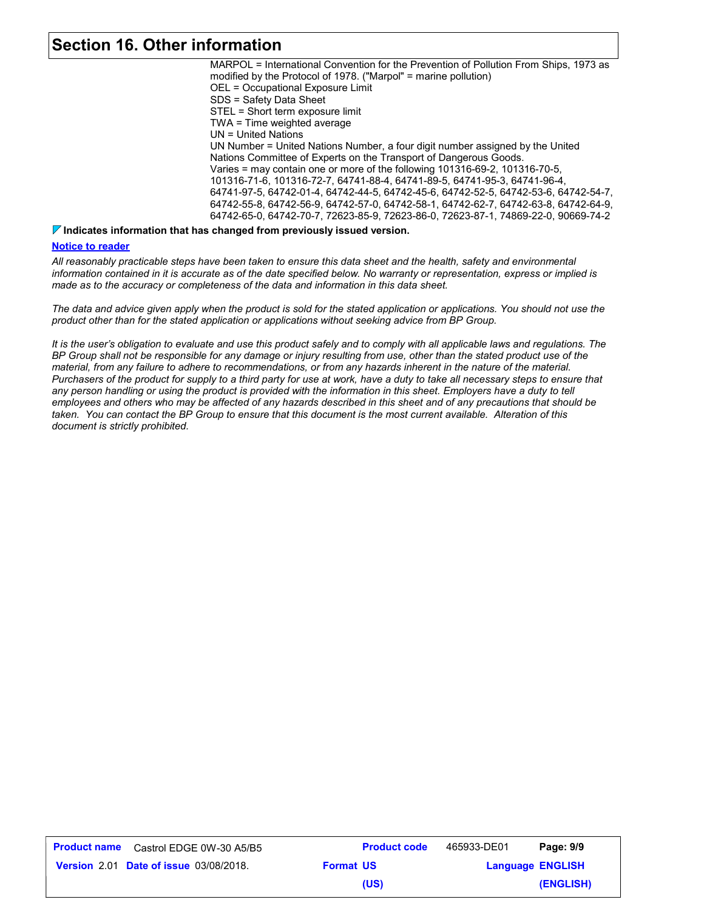## Section 16. Other information

MARPOL = International Convention for the Prevention of Pollution From Ships, 1973 as modified by the Protocol of 1978. ("Marpol" = marine pollution)
OEL = Occupational Exposure Limit
SDS = Safety Data Sheet
STEL = Short term exposure limit
TWA = Time weighted average
UN = United Nations
UN Number = United Nations Number, a four digit number assigned by the United Nations Committee of Experts on the Transport of Dangerous Goods.
Varies = may contain one or more of the following 101316-69-2, 101316-70-5, 101316-71-6, 101316-72-7, 64741-88-4, 64741-89-5, 64741-95-3, 64741-96-4, 64741-97-5, 64742-01-4, 64742-44-5, 64742-45-6, 64742-52-5, 64742-53-6, 64742-54-7, 64742-55-8, 64742-56-9, 64742-57-0, 64742-58-1, 64742-62-7, 64742-63-8, 64742-64-9, 64742-65-0, 64742-70-7, 72623-85-9, 72623-86-0, 72623-87-1, 74869-22-0, 90669-74-2

**Indicates information that has changed from previously issued version.**

**Notice to reader**

*All reasonably practicable steps have been taken to ensure this data sheet and the health, safety and environmental information contained in it is accurate as of the date specified below. No warranty or representation, express or implied is made as to the accuracy or completeness of the data and information in this data sheet.*

*The data and advice given apply when the product is sold for the stated application or applications. You should not use the product other than for the stated application or applications without seeking advice from BP Group.*

*It is the user's obligation to evaluate and use this product safely and to comply with all applicable laws and regulations. The BP Group shall not be responsible for any damage or injury resulting from use, other than the stated product use of the material, from any failure to adhere to recommendations, or from any hazards inherent in the nature of the material. Purchasers of the product for supply to a third party for use at work, have a duty to take all necessary steps to ensure that any person handling or using the product is provided with the information in this sheet. Employers have a duty to tell employees and others who may be affected of any hazards described in this sheet and of any precautions that should be taken. You can contact the BP Group to ensure that this document is the most current available. Alteration of this document is strictly prohibited.*